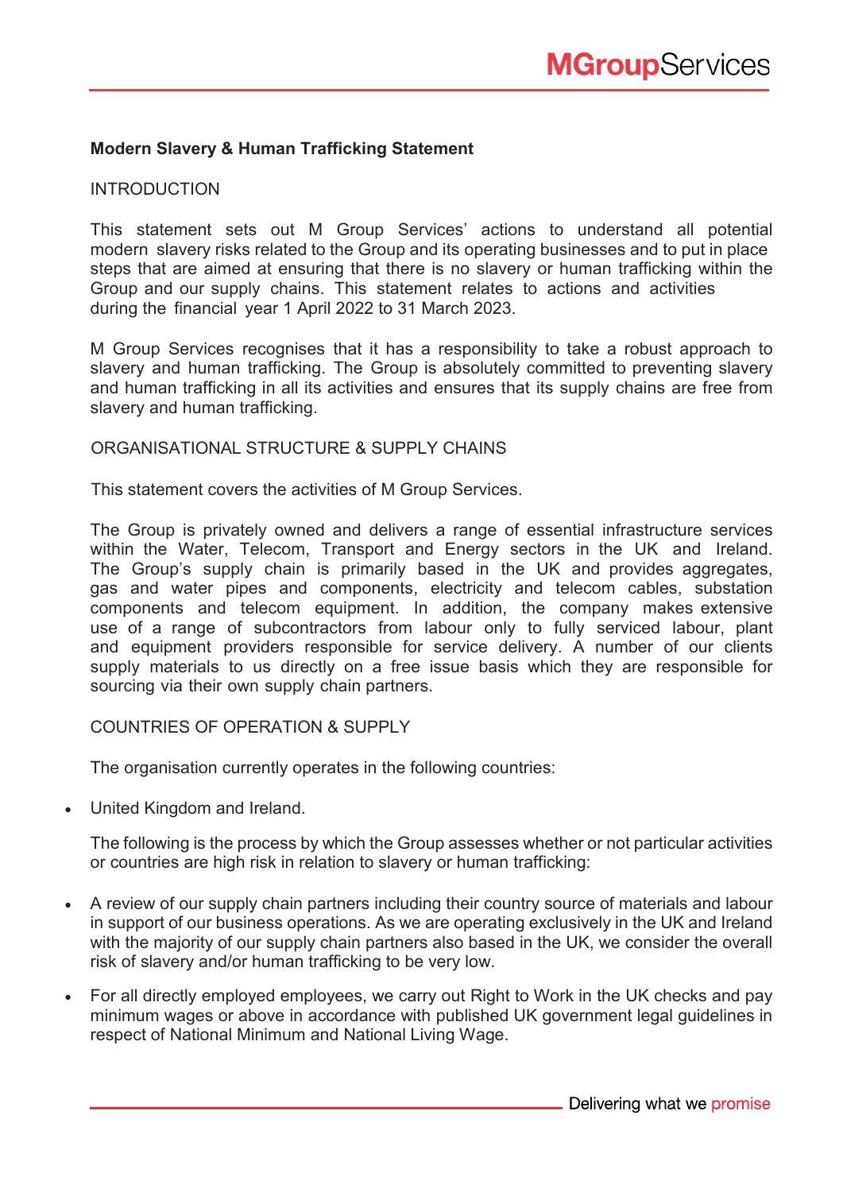**Modern Slavery & Human Trafficking Statement**

INTRODUCTION

This statement sets out M Group Services' actions to understand all potential modern slavery risks related to the Group and its operating businesses and to put in place steps that are aimed at ensuring that there is no slavery or human trafficking within the Group and our supply chains. This statement relates to actions and activities during the financial year 1 April 2022 to 31 March 2023.

M Group Services recognises that it has a responsibility to take a robust approach to slavery and human trafficking. The Group is absolutely committed to preventing slavery and human trafficking in all its activities and ensures that its supply chains are free from slavery and human trafficking.

ORGANISATIONAL STRUCTURE & SUPPLY CHAINS

This statement covers the activities of M Group Services.

The Group is privately owned and delivers a range of essential infrastructure services within the Water, Telecom, Transport and Energy sectors in the UK and Ireland. The Group's supply chain is primarily based in the UK and provides aggregates, gas and water pipes and components, electricity and telecom cables, substation components and telecom equipment. In addition, the company makes extensive use of a range of subcontractors from labour only to fully serviced labour, plant and equipment providers responsible for service delivery. A number of our clients supply materials to us directly on a free issue basis which they are responsible for sourcing via their own supply chain partners.

COUNTRIES OF OPERATION & SUPPLY

The organisation currently operates in the following countries:

- United Kingdom and Ireland.

The following is the process by which the Group assesses whether or not particular activities or countries are high risk in relation to slavery or human trafficking:

- A review of our supply chain partners including their country source of materials and labour in support of our business operations. As we are operating exclusively in the UK and Ireland with the majority of our supply chain partners also based in the UK, we consider the overall risk of slavery and/or human trafficking to be very low.
- For all directly employed employees, we carry out Right to Work in the UK checks and pay minimum wages or above in accordance with published UK government legal guidelines in respect of National Minimum and National Living Wage.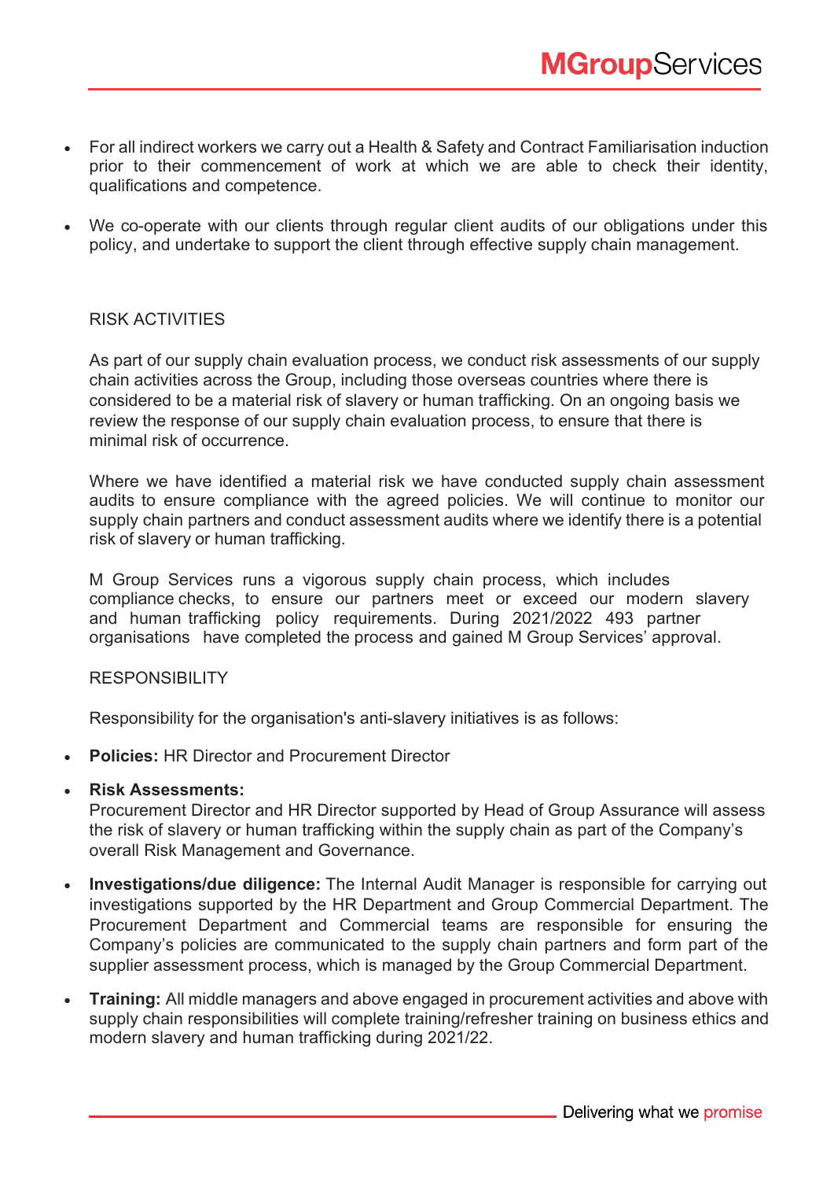- For all indirect workers we carry out a Health & Safety and Contract Familiarisation induction prior to their commencement of work at which we are able to check their identity, qualifications and competence.

- We co-operate with our clients through regular client audits of our obligations under this policy, and undertake to support the client through effective supply chain management.

## RISK ACTIVITIES

As part of our supply chain evaluation process, we conduct risk assessments of our supply chain activities across the Group, including those overseas countries where there is considered to be a material risk of slavery or human trafficking. On an ongoing basis we review the response of our supply chain evaluation process, to ensure that there is minimal risk of occurrence.

Where we have identified a material risk we have conducted supply chain assessment audits to ensure compliance with the agreed policies. We will continue to monitor our supply chain partners and conduct assessment audits where we identify there is a potential risk of slavery or human trafficking.

M Group Services runs a vigorous supply chain process, which includes compliance checks, to ensure our partners meet or exceed our modern slavery and human trafficking policy requirements. During 2021/2022 493 partner organisations have completed the process and gained M Group Services' approval.

## RESPONSIBILITY

Responsibility for the organisation's anti-slavery initiatives is as follows:

- **Policies:** HR Director and Procurement Director

- **Risk Assessments:**
  Procurement Director and HR Director supported by Head of Group Assurance will assess the risk of slavery or human trafficking within the supply chain as part of the Company's overall Risk Management and Governance.

- **Investigations/due diligence:** The Internal Audit Manager is responsible for carrying out investigations supported by the HR Department and Group Commercial Department. The Procurement Department and Commercial teams are responsible for ensuring the Company's policies are communicated to the supply chain partners and form part of the supplier assessment process, which is managed by the Group Commercial Department.

- **Training:** All middle managers and above engaged in procurement activities and above with supply chain responsibilities will complete training/refresher training on business ethics and modern slavery and human trafficking during 2021/22.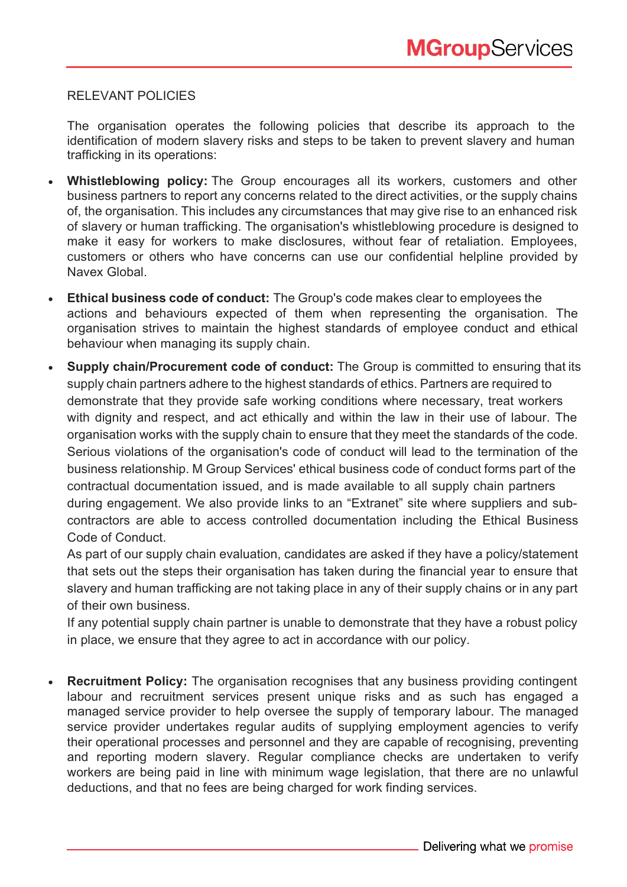RELEVANT POLICIES

The organisation operates the following policies that describe its approach to the identification of modern slavery risks and steps to be taken to prevent slavery and human trafficking in its operations:

- **Whistleblowing policy:** The Group encourages all its workers, customers and other business partners to report any concerns related to the direct activities, or the supply chains of, the organisation. This includes any circumstances that may give rise to an enhanced risk of slavery or human trafficking. The organisation's whistleblowing procedure is designed to make it easy for workers to make disclosures, without fear of retaliation. Employees, customers or others who have concerns can use our confidential helpline provided by Navex Global.

- **Ethical business code of conduct:** The Group's code makes clear to employees the actions and behaviours expected of them when representing the organisation. The organisation strives to maintain the highest standards of employee conduct and ethical behaviour when managing its supply chain.

- **Supply chain/Procurement code of conduct:** The Group is committed to ensuring that its supply chain partners adhere to the highest standards of ethics. Partners are required to demonstrate that they provide safe working conditions where necessary, treat workers with dignity and respect, and act ethically and within the law in their use of labour. The organisation works with the supply chain to ensure that they meet the standards of the code. Serious violations of the organisation's code of conduct will lead to the termination of the business relationship. M Group Services' ethical business code of conduct forms part of the contractual documentation issued, and is made available to all supply chain partners during engagement. We also provide links to an "Extranet" site where suppliers and sub-contractors are able to access controlled documentation including the Ethical Business Code of Conduct.

  As part of our supply chain evaluation, candidates are asked if they have a policy/statement that sets out the steps their organisation has taken during the financial year to ensure that slavery and human trafficking are not taking place in any of their supply chains or in any part of their own business.

  If any potential supply chain partner is unable to demonstrate that they have a robust policy in place, we ensure that they agree to act in accordance with our policy.

- **Recruitment Policy:** The organisation recognises that any business providing contingent labour and recruitment services present unique risks and as such has engaged a managed service provider to help oversee the supply of temporary labour. The managed service provider undertakes regular audits of supplying employment agencies to verify their operational processes and personnel and they are capable of recognising, preventing and reporting modern slavery. Regular compliance checks are undertaken to verify workers are being paid in line with minimum wage legislation, that there are no unlawful deductions, and that no fees are being charged for work finding services.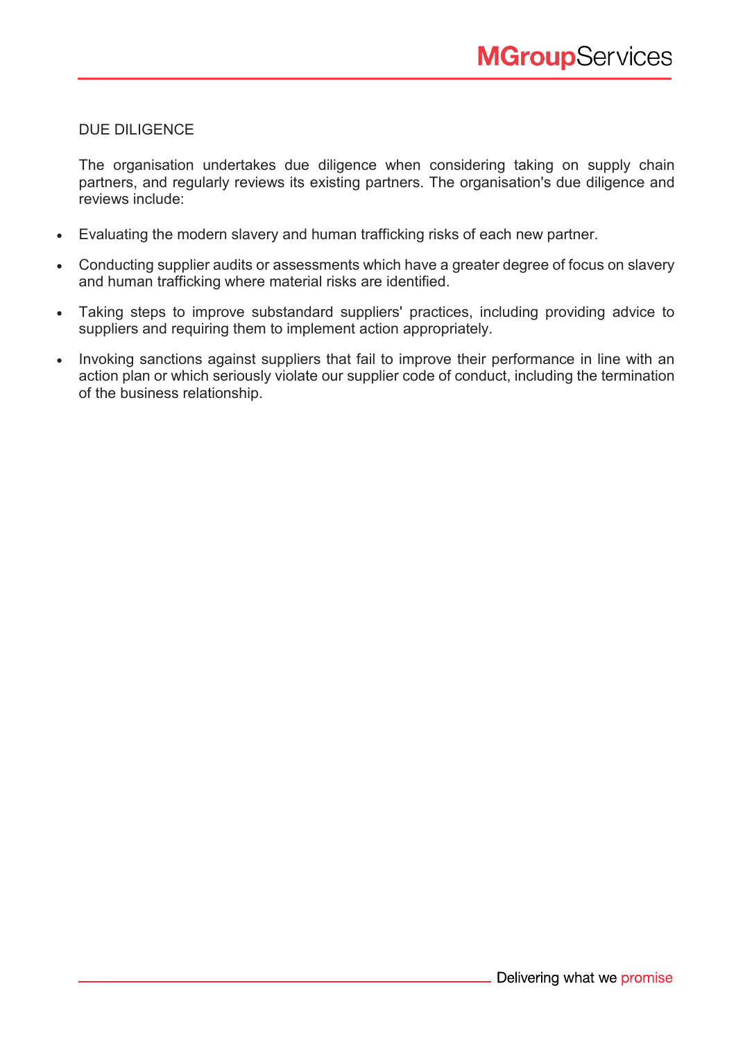## DUE DILIGENCE

The organisation undertakes due diligence when considering taking on supply chain partners, and regularly reviews its existing partners. The organisation's due diligence and reviews include:

- Evaluating the modern slavery and human trafficking risks of each new partner.
- Conducting supplier audits or assessments which have a greater degree of focus on slavery and human trafficking where material risks are identified.
- Taking steps to improve substandard suppliers' practices, including providing advice to suppliers and requiring them to implement action appropriately.
- Invoking sanctions against suppliers that fail to improve their performance in line with an action plan or which seriously violate our supplier code of conduct, including the termination of the business relationship.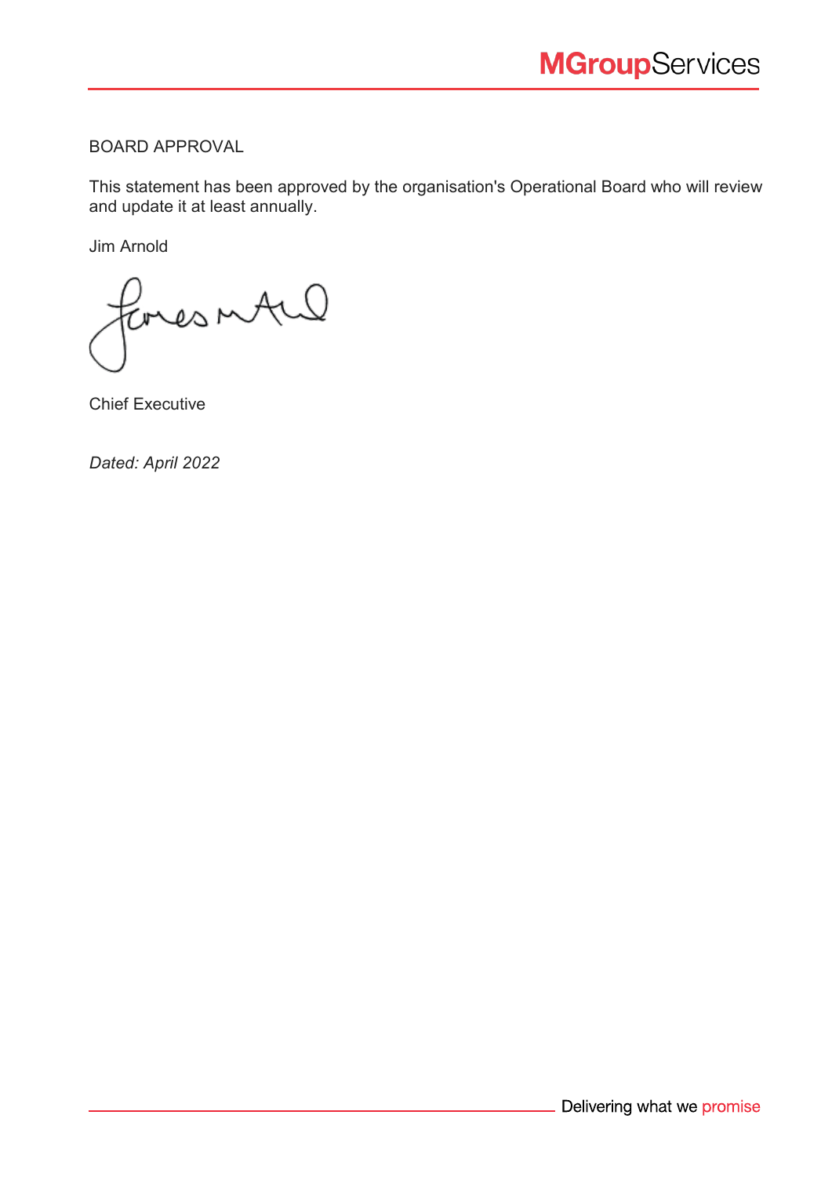BOARD APPROVAL

This statement has been approved by the organisation's Operational Board who will review and update it at least annually.

Jim Arnold

Chief Executive

*Dated: April 2022*